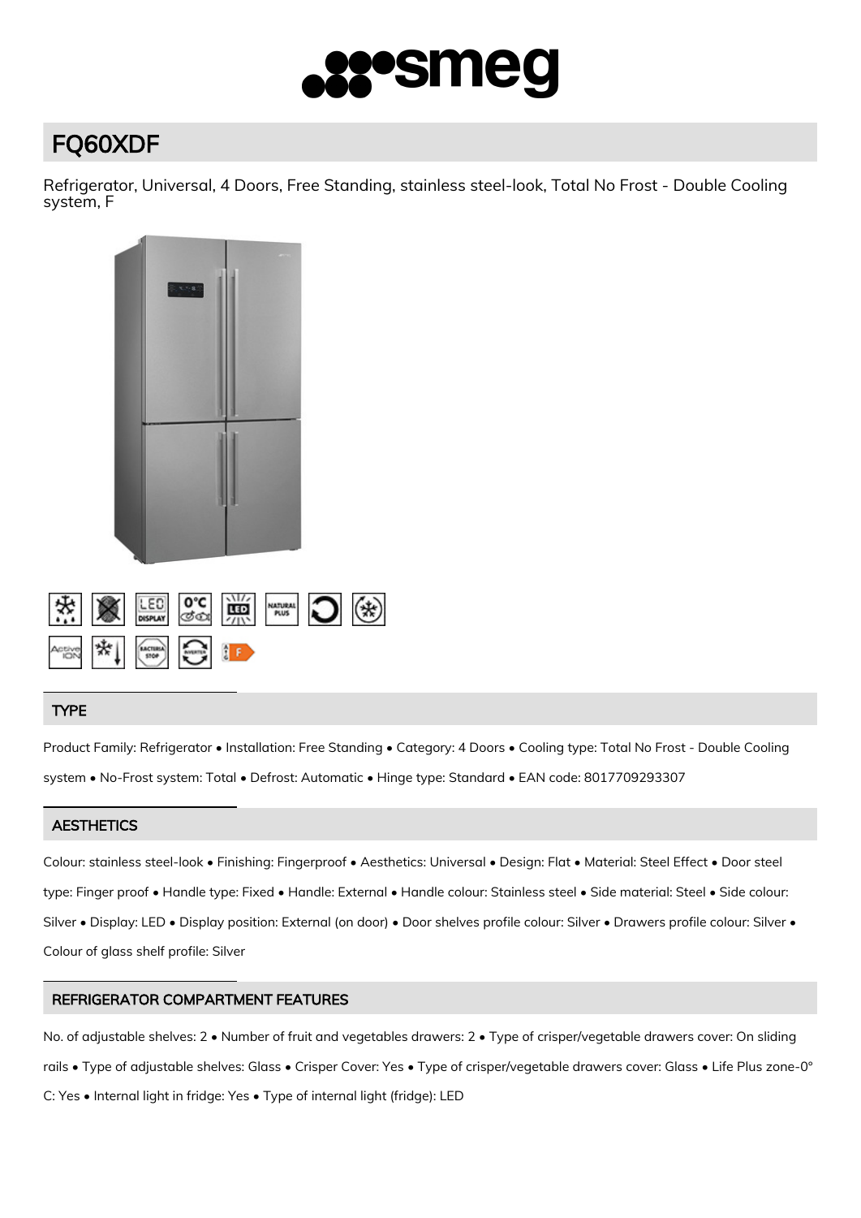# FQ60XDF

Refrigerator, Universal, 4 Doors, Free Standing, stainless steel-look, Total No Frost - Double Cooling system, F

## TYPE

Product Family: Refrigerator • Installation: Free Standing • Category: 4 Doors • Cooling type: Total No Frost - Double Cooling system • No-Frost system: Total • Defrost: Automatic • Hinge type: Standard • EAN code: 8017709293307

## AESTHETICS

Colour: stainless steel-look • Finishing: Fingerproof • Aesthetics: Universal • Design: Flat • Material: Steel Effect • Door steel type: Finger proof • Handle type: Fixed • Handle: External • Handle colour: Stainless steel • Side material: Steel • Side colour: Silver • Display: LED • Display position: External (on door) • Door shelves profile colour: Silver • Drawers profile colour: Silver • Colour of glass shelf profile: Silver

## REFRIGERATOR COMPARTMENT FEATURES

No. of adjustable shelves: 2 • Number of fruit and vegetables drawers: 2 • Type of crisper/vegetable drawers cover: On sliding rails • Type of adjustable shelves: Glass • Crisper Cover: Yes • Type of crisper/vegetable drawers cover: Glass • Life Plus zone-0° C: Yes • Internal light in fridge: Yes • Type of internal light (fridge): LED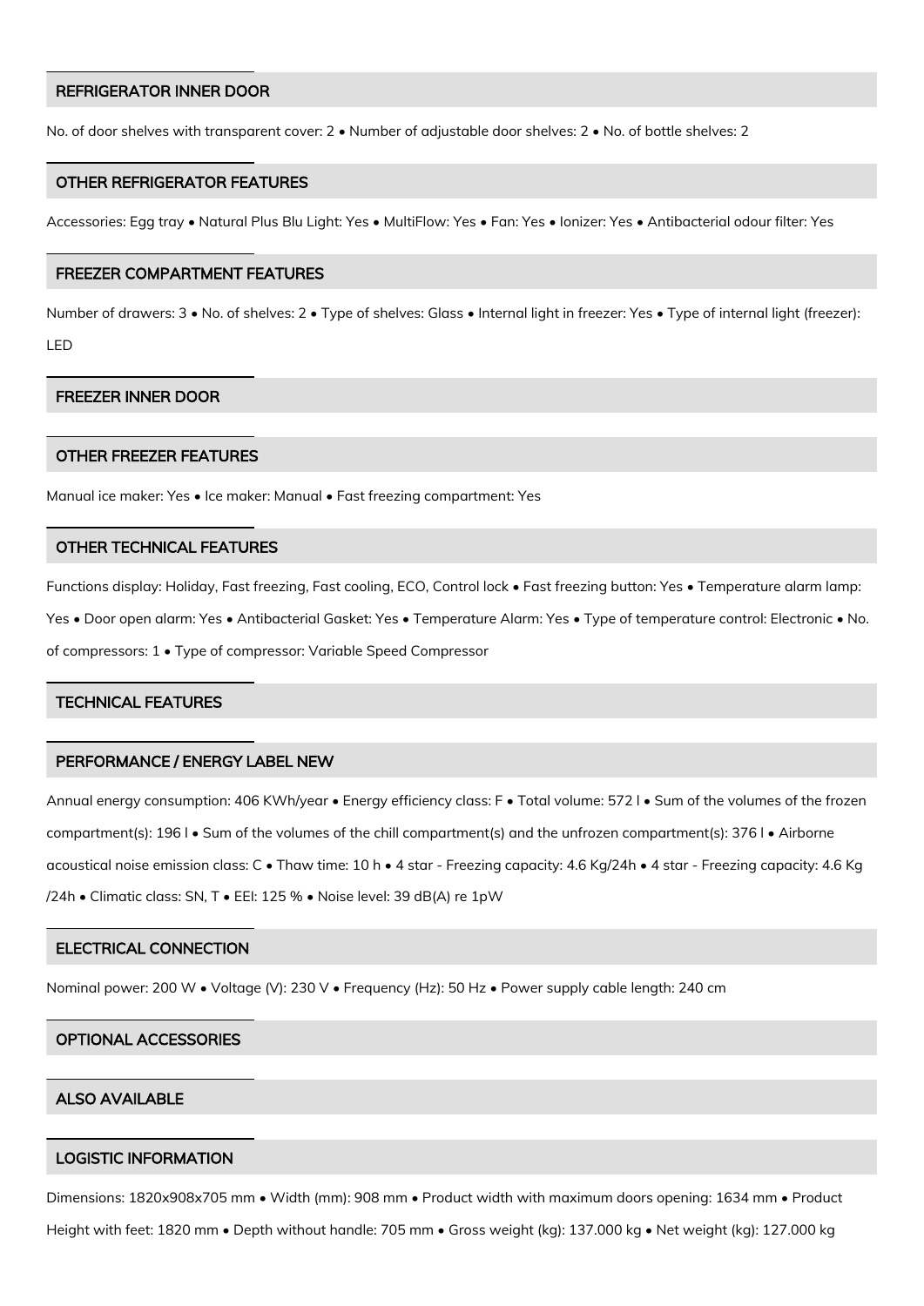## REFRIGERATOR INNER DOOR

No. of door shelves with transparent cover: 2 • Number of adjustable door shelves: 2 • No. of bottle shelves: 2

## OTHER REFRIGERATOR FEATURES

Accessories: Egg tray • Natural Plus Blu Light: Yes • MultiFlow: Yes • Fan: Yes • Ionizer: Yes • Antibacterial odour filter: Yes

## FREEZER COMPARTMENT FEATURES

Number of drawers: 3 • No. of shelves: 2 • Type of shelves: Glass • Internal light in freezer: Yes • Type of internal light (freezer): LED

## FREEZER INNER DOOR

## OTHER FREEZER FEATURES

Manual ice maker: Yes • Ice maker: Manual • Fast freezing compartment: Yes

## OTHER TECHNICAL FEATURES

Functions display: Holiday, Fast freezing, Fast cooling, ECO, Control lock • Fast freezing button: Yes • Temperature alarm lamp: Yes • Door open alarm: Yes • Antibacterial Gasket: Yes • Temperature Alarm: Yes • Type of temperature control: Electronic • No. of compressors: 1 • Type of compressor: Variable Speed Compressor

## TECHNICAL FEATURES

## PERFORMANCE / ENERGY LABEL NEW

Annual energy consumption: 406 KWh/year • Energy efficiency class: F • Total volume: 572 l • Sum of the volumes of the frozen compartment(s): 196 l • Sum of the volumes of the chill compartment(s) and the unfrozen compartment(s): 376 l • Airborne acoustical noise emission class: C • Thaw time: 10 h • 4 star - Freezing capacity: 4.6 Kg/24h • 4 star - Freezing capacity: 4.6 Kg /24h • Climatic class: SN, T • EEI: 125 % • Noise level: 39 dB(A) re 1pW

## ELECTRICAL CONNECTION

Nominal power: 200 W • Voltage (V): 230 V • Frequency (Hz): 50 Hz • Power supply cable length: 240 cm

## OPTIONAL ACCESSORIES

## ALSO AVAILABLE

## LOGISTIC INFORMATION

Dimensions: 1820x908x705 mm • Width (mm): 908 mm • Product width with maximum doors opening: 1634 mm • Product Height with feet: 1820 mm • Depth without handle: 705 mm • Gross weight (kg): 137.000 kg • Net weight (kg): 127.000 kg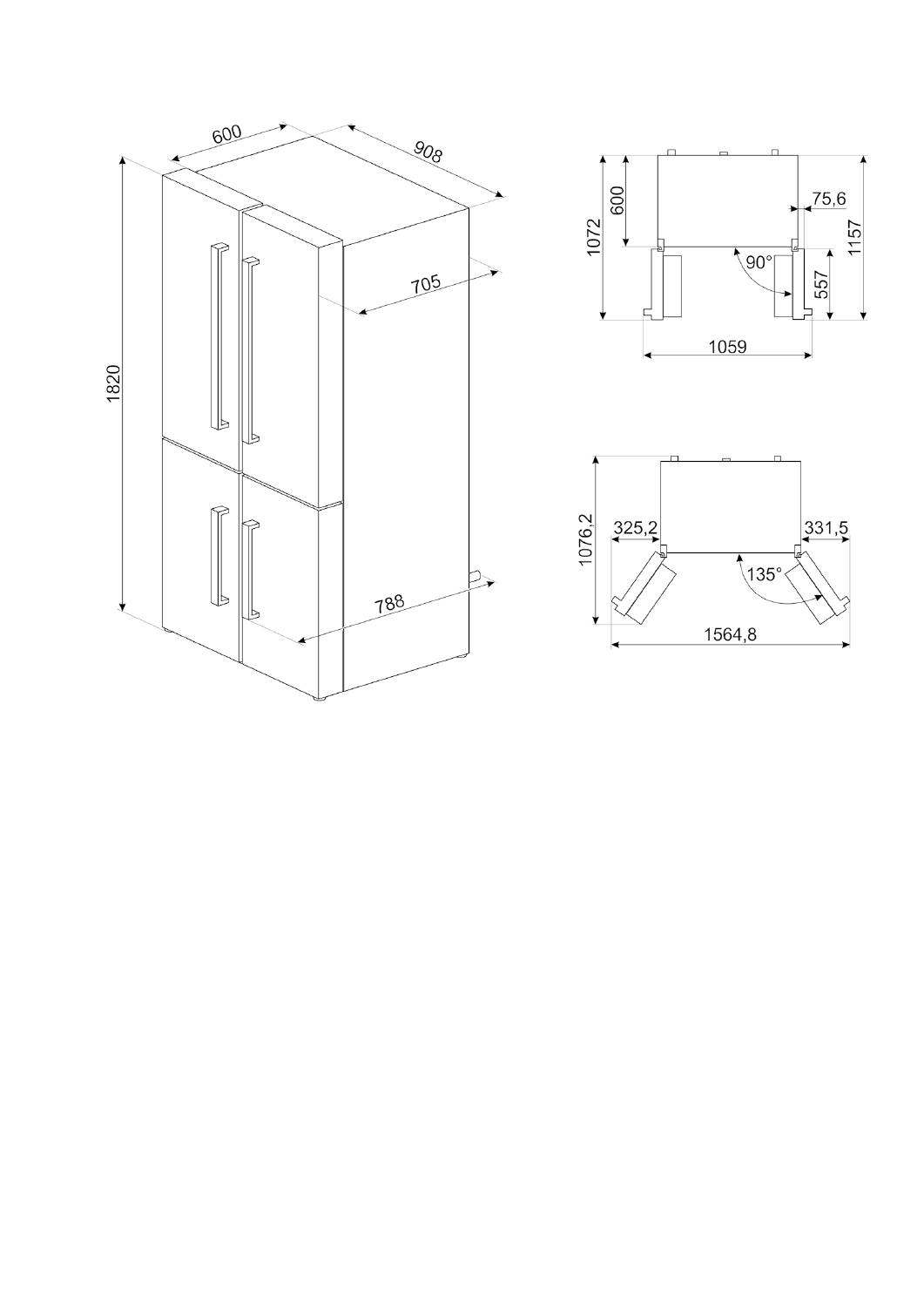600

908

705

1820

788

1072

600

75,6

1157

90°

557

1059

1076,2

325,2

331,5

135°

1564,8